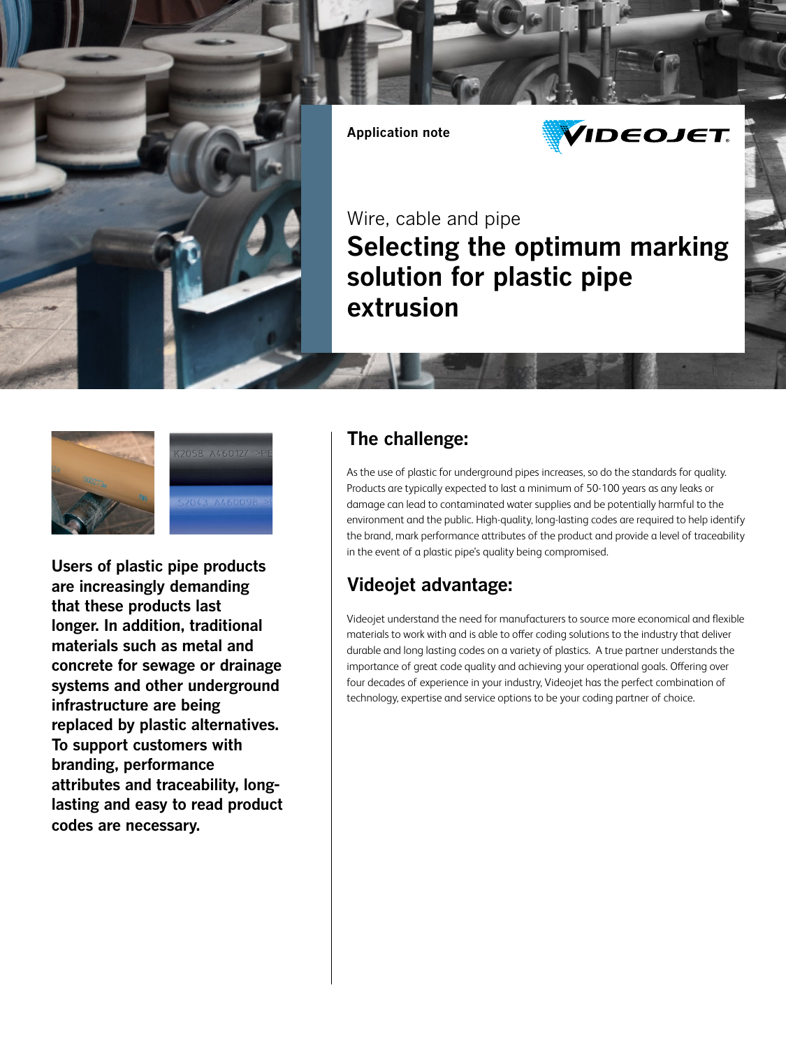Application note

Wire, cable and pipe

# Selecting the optimum marking solution for plastic pipe extrusion

**Users of plastic pipe products are increasingly demanding that these products last longer. In addition, traditional materials such as metal and concrete for sewage or drainage systems and other underground infrastructure are being replaced by plastic alternatives. To support customers with branding, performance attributes and traceability, long-lasting and easy to read product codes are necessary.**

## The challenge:

As the use of plastic for underground pipes increases, so do the standards for quality. Products are typically expected to last a minimum of 50-100 years as any leaks or damage can lead to contaminated water supplies and be potentially harmful to the environment and the public. High-quality, long-lasting codes are required to help identify the brand, mark performance attributes of the product and provide a level of traceability in the event of a plastic pipe's quality being compromised.

## Videojet advantage:

Videojet understand the need for manufacturers to source more economical and flexible materials to work with and is able to offer coding solutions to the industry that deliver durable and long lasting codes on a variety of plastics. A true partner understands the importance of great code quality and achieving your operational goals. Offering over four decades of experience in your industry, Videojet has the perfect combination of technology, expertise and service options to be your coding partner of choice.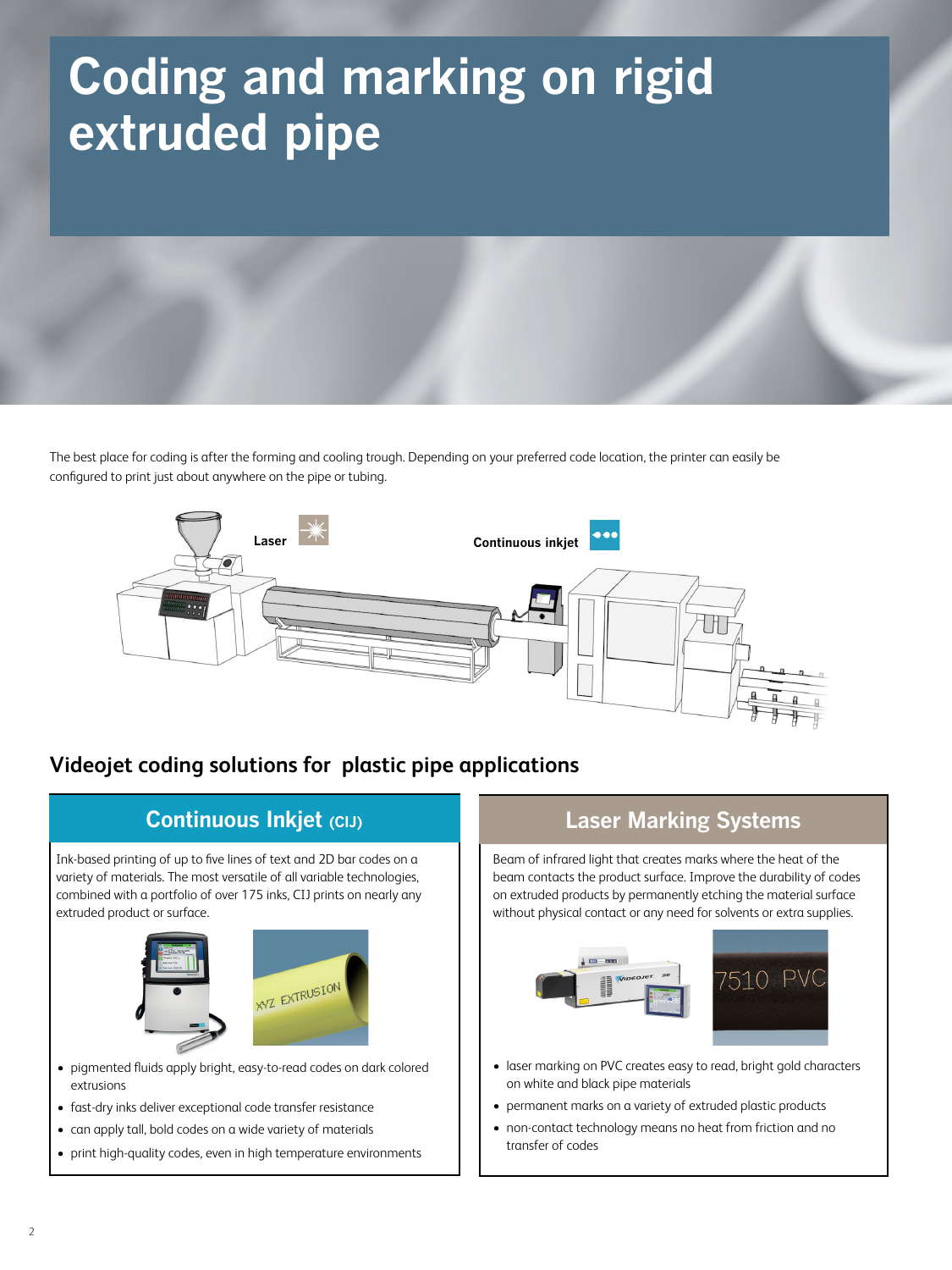# Coding and marking on rigid extruded pipe

The best place for coding is after the forming and cooling trough. Depending on your preferred code location, the printer can easily be configured to print just about anywhere on the pipe or tubing.

Laser

Continuous inkjet

## Videojet coding solutions for plastic pipe applications

### Continuous Inkjet (CIJ)

Ink-based printing of up to five lines of text and 2D bar codes on a variety of materials. The most versatile of all variable technologies, combined with a portfolio of over 175 inks, CIJ prints on nearly any extruded product or surface.

- pigmented fluids apply bright, easy-to-read codes on dark colored extrusions
- fast-dry inks deliver exceptional code transfer resistance
- can apply tall, bold codes on a wide variety of materials
- print high-quality codes, even in high temperature environments

### Laser Marking Systems

Beam of infrared light that creates marks where the heat of the beam contacts the product surface. Improve the durability of codes on extruded products by permanently etching the material surface without physical contact or any need for solvents or extra supplies.

- laser marking on PVC creates easy to read, bright gold characters on white and black pipe materials
- permanent marks on a variety of extruded plastic products
- non-contact technology means no heat from friction and no transfer of codes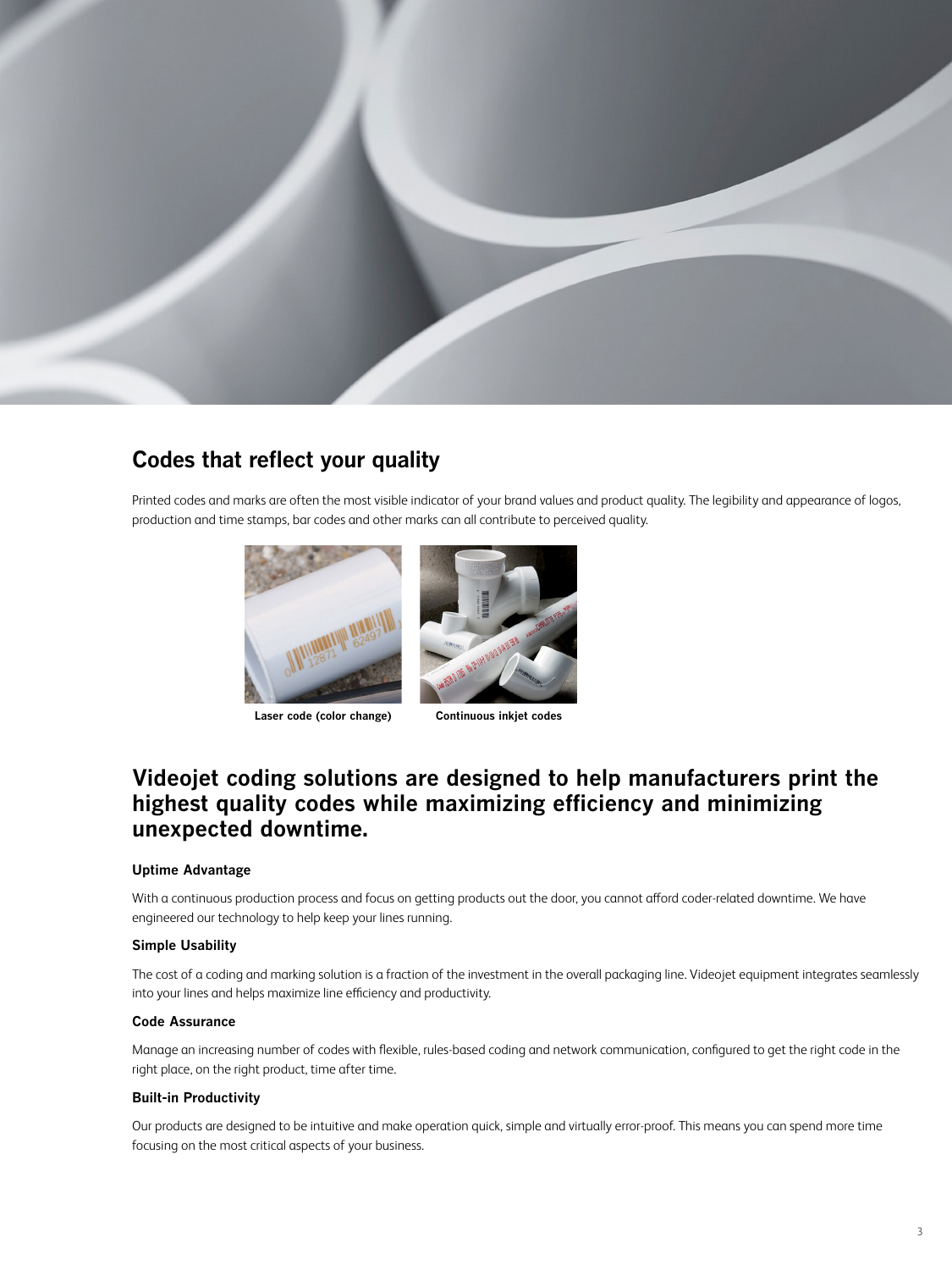## Codes that reflect your quality

Printed codes and marks are often the most visible indicator of your brand values and product quality. The legibility and appearance of logos, production and time stamps, bar codes and other marks can all contribute to perceived quality.

**Laser code (color change)**

**Continuous inkjet codes**

## Videojet coding solutions are designed to help manufacturers print the highest quality codes while maximizing efficiency and minimizing unexpected downtime.

#### Uptime Advantage

With a continuous production process and focus on getting products out the door, you cannot afford coder-related downtime. We have engineered our technology to help keep your lines running.

#### Simple Usability

The cost of a coding and marking solution is a fraction of the investment in the overall packaging line. Videojet equipment integrates seamlessly into your lines and helps maximize line efficiency and productivity.

#### Code Assurance

Manage an increasing number of codes with flexible, rules-based coding and network communication, configured to get the right code in the right place, on the right product, time after time.

#### Built-in Productivity

Our products are designed to be intuitive and make operation quick, simple and virtually error-proof. This means you can spend more time focusing on the most critical aspects of your business.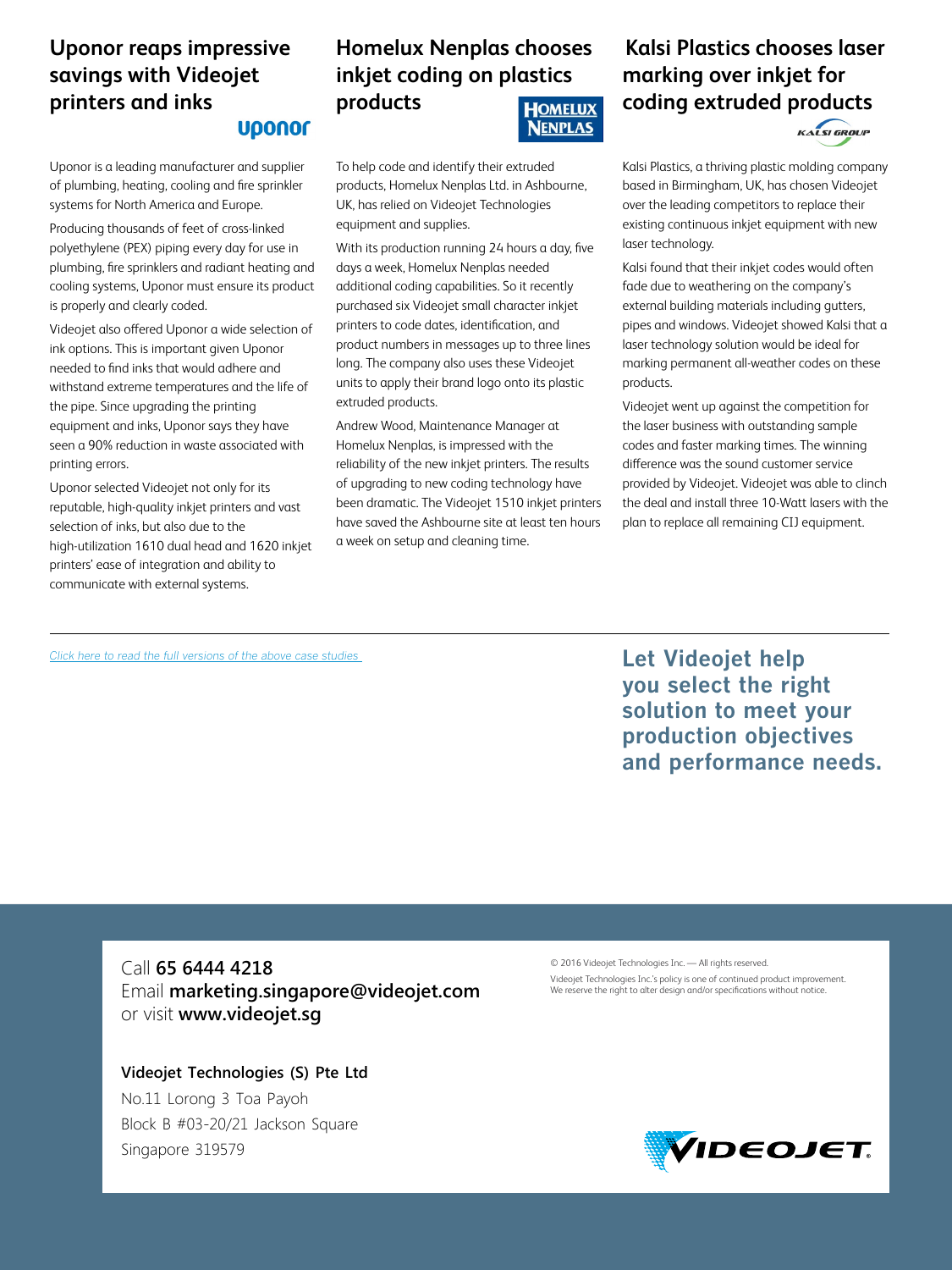## Uponor reaps impressive savings with Videojet printers and inks

uponor

Uponor is a leading manufacturer and supplier of plumbing, heating, cooling and fire sprinkler systems for North America and Europe.

Producing thousands of feet of cross-linked polyethylene (PEX) piping every day for use in plumbing, fire sprinklers and radiant heating and cooling systems, Uponor must ensure its product is properly and clearly coded.

Videojet also offered Uponor a wide selection of ink options. This is important given Uponor needed to find inks that would adhere and withstand extreme temperatures and the life of the pipe. Since upgrading the printing equipment and inks, Uponor says they have seen a 90% reduction in waste associated with printing errors.

Uponor selected Videojet not only for its reputable, high-quality inkjet printers and vast selection of inks, but also due to the high-utilization 1610 dual head and 1620 inkjet printers' ease of integration and ability to communicate with external systems.

## Homelux Nenplas chooses inkjet coding on plastics products

HOMELUX NENPLAS

To help code and identify their extruded products, Homelux Nenplas Ltd. in Ashbourne, UK, has relied on Videojet Technologies equipment and supplies.

With its production running 24 hours a day, five days a week, Homelux Nenplas needed additional coding capabilities. So it recently purchased six Videojet small character inkjet printers to code dates, identification, and product numbers in messages up to three lines long. The company also uses these Videojet units to apply their brand logo onto its plastic extruded products.

Andrew Wood, Maintenance Manager at Homelux Nenplas, is impressed with the reliability of the new inkjet printers. The results of upgrading to new coding technology have been dramatic. The Videojet 1510 inkjet printers have saved the Ashbourne site at least ten hours a week on setup and cleaning time.

## Kalsi Plastics chooses laser marking over inkjet for coding extruded products

KALSI GROUP

Kalsi Plastics, a thriving plastic molding company based in Birmingham, UK, has chosen Videojet over the leading competitors to replace their existing continuous inkjet equipment with new laser technology.

Kalsi found that their inkjet codes would often fade due to weathering on the company's external building materials including gutters, pipes and windows. Videojet showed Kalsi that a laser technology solution would be ideal for marking permanent all-weather codes on these products.

Videojet went up against the competition for the laser business with outstanding sample codes and faster marking times. The winning difference was the sound customer service provided by Videojet. Videojet was able to clinch the deal and install three 10-Watt lasers with the plan to replace all remaining CIJ equipment.

---

*Click here to read the full versions of the above case studies*

**Let Videojet help you select the right solution to meet your production objectives and performance needs.**

Call **65 6444 4218**
Email **marketing.singapore@videojet.com**
or visit **www.videojet.sg**

**Videojet Technologies (S) Pte Ltd**
No.11 Lorong 3 Toa Payoh
Block B #03-20/21 Jackson Square
Singapore 319579

© 2016 Videojet Technologies Inc. — All rights reserved.

Videojet Technologies Inc.'s policy is one of continued product improvement. We reserve the right to alter design and/or specifications without notice.

VIDEOJET